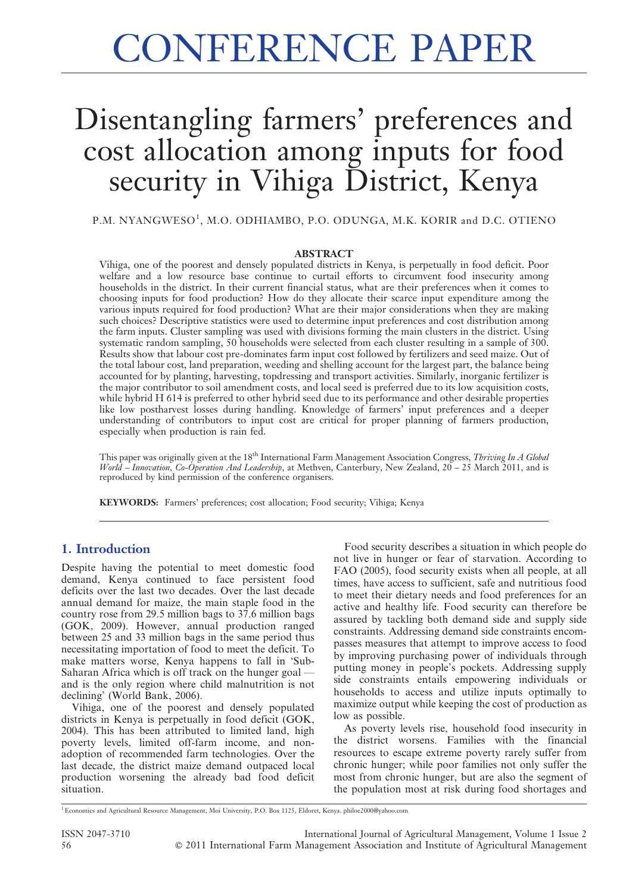# CONFERENCE PAPER

# Disentangling farmers' preferences and cost allocation among inputs for food security in Vihiga District, Kenya

P.M. NYANGWESO[1], M.O. ODHIAMBO, P.O. ODUNGA, M.K. KORIR and D.C. OTIENO

## ABSTRACT

Vihiga, one of the poorest and densely populated districts in Kenya, is perpetually in food deficit. Poor welfare and a low resource base continue to curtail efforts to circumvent food insecurity among households in the district. In their current financial status, what are their preferences when it comes to choosing inputs for food production? How do they allocate their scarce input expenditure among the various inputs required for food production? What are their major considerations when they are making such choices? Descriptive statistics were used to determine input preferences and cost distribution among the farm inputs. Cluster sampling was used with divisions forming the main clusters in the district. Using systematic random sampling, 50 households were selected from each cluster resulting in a sample of 300. Results show that labour cost pre-dominates farm input cost followed by fertilizers and seed maize. Out of the total labour cost, land preparation, weeding and shelling account for the largest part, the balance being accounted for by planting, harvesting, topdressing and transport activities. Similarly, inorganic fertilizer is the major contributor to soil amendment costs, and local seed is preferred due to its low acquisition costs, while hybrid H 614 is preferred to other hybrid seed due to its performance and other desirable properties like low postharvest losses during handling. Knowledge of farmers' input preferences and a deeper understanding of contributors to input cost are critical for proper planning of farmers production, especially when production is rain fed.

This paper was originally given at the 18th International Farm Management Association Congress, *Thriving In A Global World – Innovation, Co-Operation And Leadership*, at Methven, Canterbury, New Zealand, 20 – 25 March 2011, and is reproduced by kind permission of the conference organisers.

**KEYWORDS:** Farmers' preferences; cost allocation; Food security; Vihiga; Kenya

## 1. Introduction

Despite having the potential to meet domestic food demand, Kenya continued to face persistent food deficits over the last two decades. Over the last decade annual demand for maize, the main staple food in the country rose from 29.5 million bags to 37.6 million bags (GOK, 2009). However, annual production ranged between 25 and 33 million bags in the same period thus necessitating importation of food to meet the deficit. To make matters worse, Kenya happens to fall in 'Sub-Saharan Africa which is off track on the hunger goal — and is the only region where child malnutrition is not declining' (World Bank, 2006).

Vihiga, one of the poorest and densely populated districts in Kenya is perpetually in food deficit (GOK, 2004). This has been attributed to limited land, high poverty levels, limited off-farm income, and non-adoption of recommended farm technologies. Over the last decade, the district maize demand outpaced local production worsening the already bad food deficit situation.

Food security describes a situation in which people do not live in hunger or fear of starvation. According to FAO (2005), food security exists when all people, at all times, have access to sufficient, safe and nutritious food to meet their dietary needs and food preferences for an active and healthy life. Food security can therefore be assured by tackling both demand side and supply side constraints. Addressing demand side constraints encompasses measures that attempt to improve access to food by improving purchasing power of individuals through putting money in people's pockets. Addressing supply side constraints entails empowering individuals or households to access and utilize inputs optimally to maximize output while keeping the cost of production as low as possible.

As poverty levels rise, household food insecurity in the district worsens. Families with the financial resources to escape extreme poverty rarely suffer from chronic hunger; while poor families not only suffer the most from chronic hunger, but are also the segment of the population most at risk during food shortages and

[1] Economics and Agricultural Resource Management, Moi University, P.O. Box 1125, Eldoret, Kenya. philoe2000@yahoo.com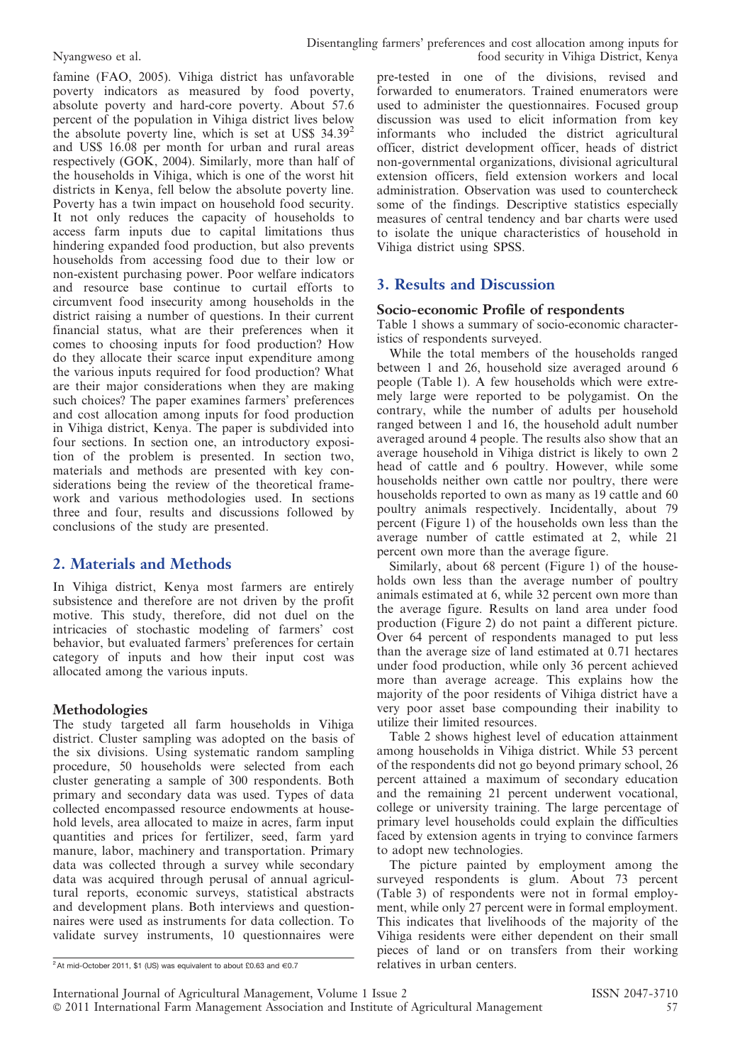famine (FAO, 2005). Vihiga district has unfavorable poverty indicators as measured by food poverty, absolute poverty and hard-core poverty. About 57.6 percent of the population in Vihiga district lives below the absolute poverty line, which is set at US$ 34.39[2] and US$ 16.08 per month for urban and rural areas respectively (GOK, 2004). Similarly, more than half of the households in Vihiga, which is one of the worst hit districts in Kenya, fell below the absolute poverty line. Poverty has a twin impact on household food security. It not only reduces the capacity of households to access farm inputs due to capital limitations thus hindering expanded food production, but also prevents households from accessing food due to their low or non-existent purchasing power. Poor welfare indicators and resource base continue to curtail efforts to circumvent food insecurity among households in the district raising a number of questions. In their current financial status, what are their preferences when it comes to choosing inputs for food production? How do they allocate their scarce input expenditure among the various inputs required for food production? What are their major considerations when they are making such choices? The paper examines farmers' preferences and cost allocation among inputs for food production in Vihiga district, Kenya. The paper is subdivided into four sections. In section one, an introductory exposition of the problem is presented. In section two, materials and methods are presented with key considerations being the review of the theoretical framework and various methodologies used. In sections three and four, results and discussions followed by conclusions of the study are presented.

## 2. Materials and Methods

In Vihiga district, Kenya most farmers are entirely subsistence and therefore are not driven by the profit motive. This study, therefore, did not duel on the intricacies of stochastic modeling of farmers' cost behavior, but evaluated farmers' preferences for certain category of inputs and how their input cost was allocated among the various inputs.

### Methodologies

The study targeted all farm households in Vihiga district. Cluster sampling was adopted on the basis of the six divisions. Using systematic random sampling procedure, 50 households were selected from each cluster generating a sample of 300 respondents. Both primary and secondary data was used. Types of data collected encompassed resource endowments at household levels, area allocated to maize in acres, farm input quantities and prices for fertilizer, seed, farm yard manure, labor, machinery and transportation. Primary data was collected through a survey while secondary data was acquired through perusal of annual agricultural reports, economic surveys, statistical abstracts and development plans. Both interviews and questionnaires were used as instruments for data collection. To validate survey instruments, 10 questionnaires were pre-tested in one of the divisions, revised and forwarded to enumerators. Trained enumerators were used to administer the questionnaires. Focused group discussion was used to elicit information from key informants who included the district agricultural officer, district development officer, heads of district non-governmental organizations, divisional agricultural extension officers, field extension workers and local administration. Observation was used to countercheck some of the findings. Descriptive statistics especially measures of central tendency and bar charts were used to isolate the unique characteristics of household in Vihiga district using SPSS.

## 3. Results and Discussion

### Socio-economic Profile of respondents

Table 1 shows a summary of socio-economic characteristics of respondents surveyed.

While the total members of the households ranged between 1 and 26, household size averaged around 6 people (Table 1). A few households which were extremely large were reported to be polygamist. On the contrary, while the number of adults per household ranged between 1 and 16, the household adult number averaged around 4 people. The results also show that an average household in Vihiga district is likely to own 2 head of cattle and 6 poultry. However, while some households neither own cattle nor poultry, there were households reported to own as many as 19 cattle and 60 poultry animals respectively. Incidentally, about 79 percent (Figure 1) of the households own less than the average number of cattle estimated at 2, while 21 percent own more than the average figure.

Similarly, about 68 percent (Figure 1) of the households own less than the average number of poultry animals estimated at 6, while 32 percent own more than the average figure. Results on land area under food production (Figure 2) do not paint a different picture. Over 64 percent of respondents managed to put less than the average size of land estimated at 0.71 hectares under food production, while only 36 percent achieved more than average acreage. This explains how the majority of the poor residents of Vihiga district have a very poor asset base compounding their inability to utilize their limited resources.

Table 2 shows highest level of education attainment among households in Vihiga district. While 53 percent of the respondents did not go beyond primary school, 26 percent attained a maximum of secondary education and the remaining 21 percent underwent vocational, college or university training. The large percentage of primary level households could explain the difficulties faced by extension agents in trying to convince farmers to adopt new technologies.

The picture painted by employment among the surveyed respondents is glum. About 73 percent (Table 3) of respondents were not in formal employment, while only 27 percent were in formal employment. This indicates that livelihoods of the majority of the Vihiga residents were either dependent on their small pieces of land or on transfers from their working relatives in urban centers.

[2] At mid-October 2011, $1 (US) was equivalent to about £0.63 and €0.7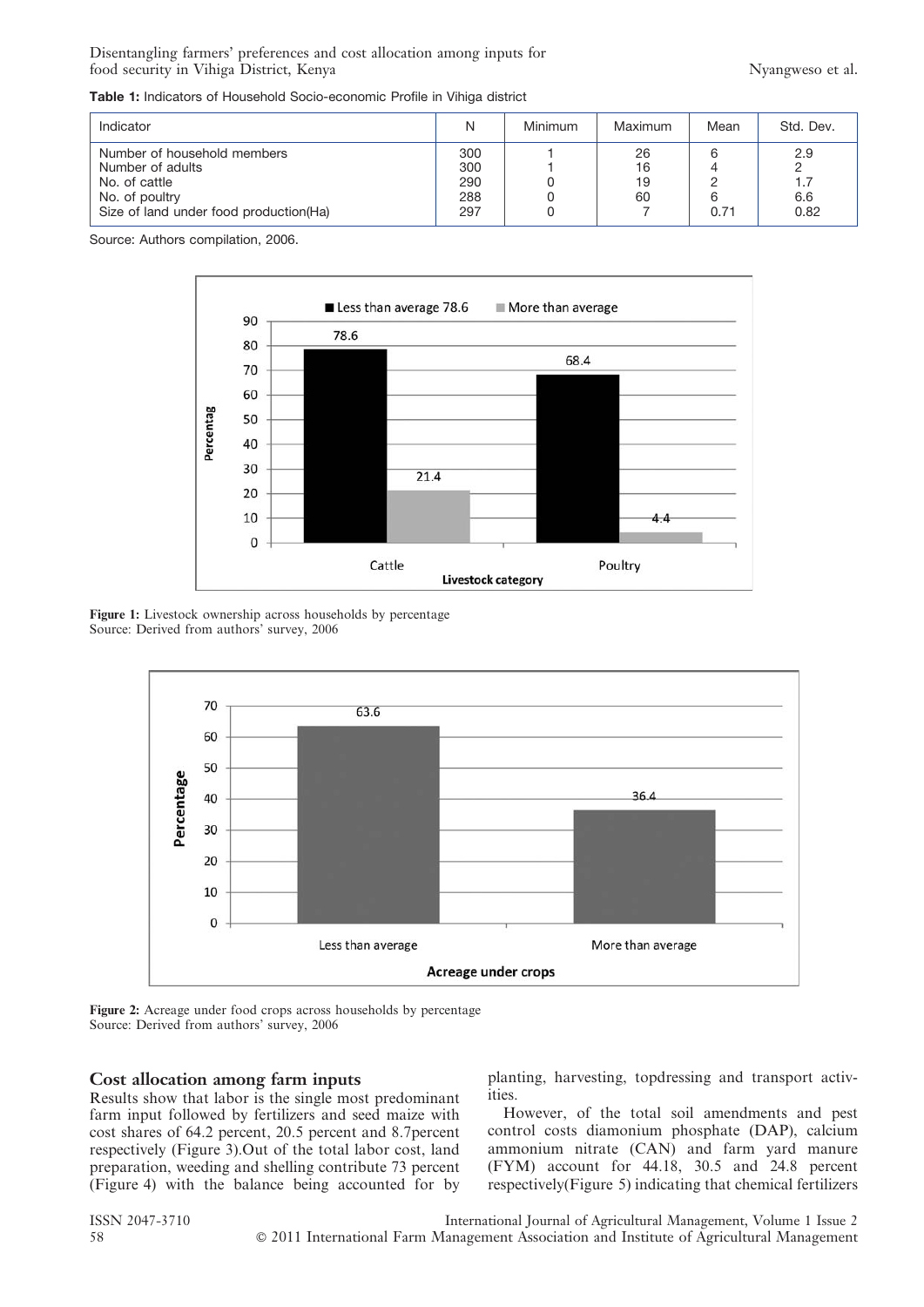**Table 1:** Indicators of Household Socio-economic Profile in Vihiga district

| Indicator | N | Minimum | Maximum | Mean | Std. Dev. |
|---|---|---|---|---|---|
| Number of household members | 300 | 1 | 26 | 6 | 2.9 |
| Number of adults | 300 | 1 | 16 | 4 | 2 |
| No. of cattle | 290 | 0 | 19 | 2 | 1.7 |
| No. of poultry | 288 | 0 | 60 | 6 | 6.6 |
| Size of land under food production(Ha) | 297 | 0 | 7 | 0.71 | 0.82 |

Source: Authors compilation, 2006.

**Figure 1:** Livestock ownership across households by percentage
Source: Derived from authors' survey, 2006

**Figure 2:** Acreage under food crops across households by percentage
Source: Derived from authors' survey, 2006

## Cost allocation among farm inputs

Results show that labor is the single most predominant farm input followed by fertilizers and seed maize with cost shares of 64.2 percent, 20.5 percent and 8.7percent respectively (Figure 3).Out of the total labor cost, land preparation, weeding and shelling contribute 73 percent (Figure 4) with the balance being accounted for by planting, harvesting, topdressing and transport activities.

However, of the total soil amendments and pest control costs diamonium phosphate (DAP), calcium ammonium nitrate (CAN) and farm yard manure (FYM) account for 44.18, 30.5 and 24.8 percent respectively(Figure 5) indicating that chemical fertilizers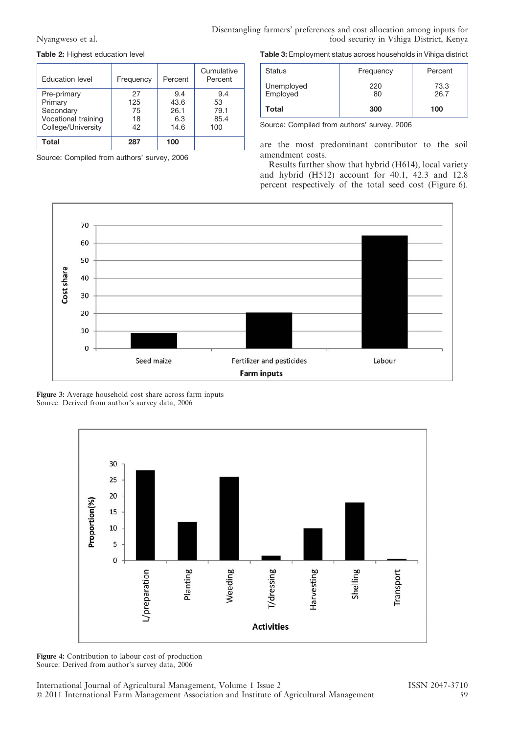**Table 2:** Highest education level

| Education level | Frequency | Percent | Cumulative Percent |
|---|---|---|---|
| Pre-primary | 27 | 9.4 | 9.4 |
| Primary | 125 | 43.6 | 53 |
| Secondary | 75 | 26.1 | 79.1 |
| Vocational training | 18 | 6.3 | 85.4 |
| College/University | 42 | 14.6 | 100 |
| **Total** | **287** | **100** | |

Source: Compiled from authors' survey, 2006

**Table 3:** Employment status across households in Vihiga district

| Status | Frequency | Percent |
|---|---|---|
| Unemployed | 220 | 73.3 |
| Employed | 80 | 26.7 |
| **Total** | **300** | **100** |

Source: Compiled from authors' survey, 2006

are the most predominant contributor to the soil amendment costs.

Results further show that hybrid (H614), local variety and hybrid (H512) account for 40.1, 42.3 and 12.8 percent respectively of the total seed cost (Figure 6).

**Figure 3:** Average household cost share across farm inputs
Source: Derived from author's survey data, 2006

**Figure 4:** Contribution to labour cost of production
Source: Derived from author's survey data, 2006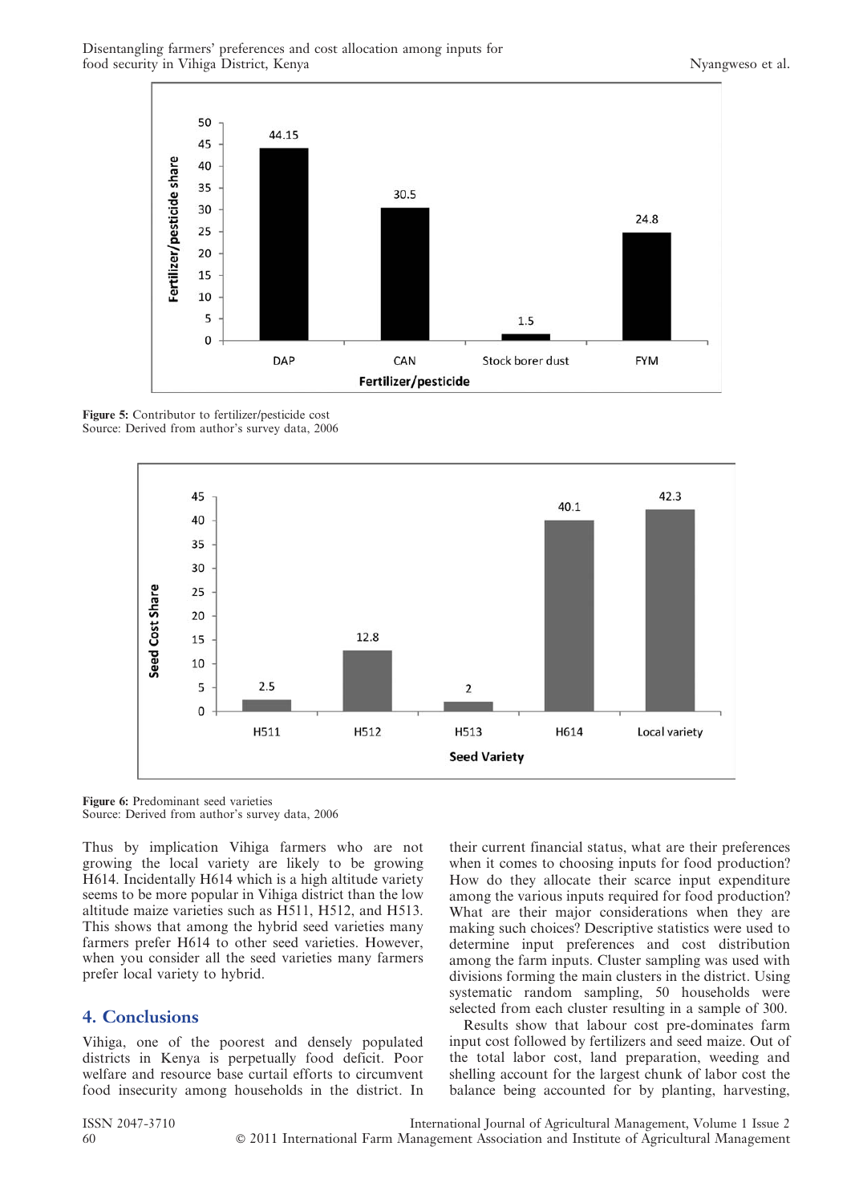**Figure 5:** Contributor to fertilizer/pesticide cost
Source: Derived from author's survey data, 2006

**Figure 6:** Predominant seed varieties
Source: Derived from author's survey data, 2006

Thus by implication Vihiga farmers who are not growing the local variety are likely to be growing H614. Incidentally H614 which is a high altitude variety seems to be more popular in Vihiga district than the low altitude maize varieties such as H511, H512, and H513. This shows that among the hybrid seed varieties many farmers prefer H614 to other seed varieties. However, when you consider all the seed varieties many farmers prefer local variety to hybrid.

## 4. Conclusions

Vihiga, one of the poorest and densely populated districts in Kenya is perpetually food deficit. Poor welfare and resource base curtail efforts to circumvent food insecurity among households in the district. In their current financial status, what are their preferences when it comes to choosing inputs for food production? How do they allocate their scarce input expenditure among the various inputs required for food production? What are their major considerations when they are making such choices? Descriptive statistics were used to determine input preferences and cost distribution among the farm inputs. Cluster sampling was used with divisions forming the main clusters in the district. Using systematic random sampling, 50 households were selected from each cluster resulting in a sample of 300.

Results show that labour cost pre-dominates farm input cost followed by fertilizers and seed maize. Out of the total labor cost, land preparation, weeding and shelling account for the largest chunk of labor cost the balance being accounted for by planting, harvesting,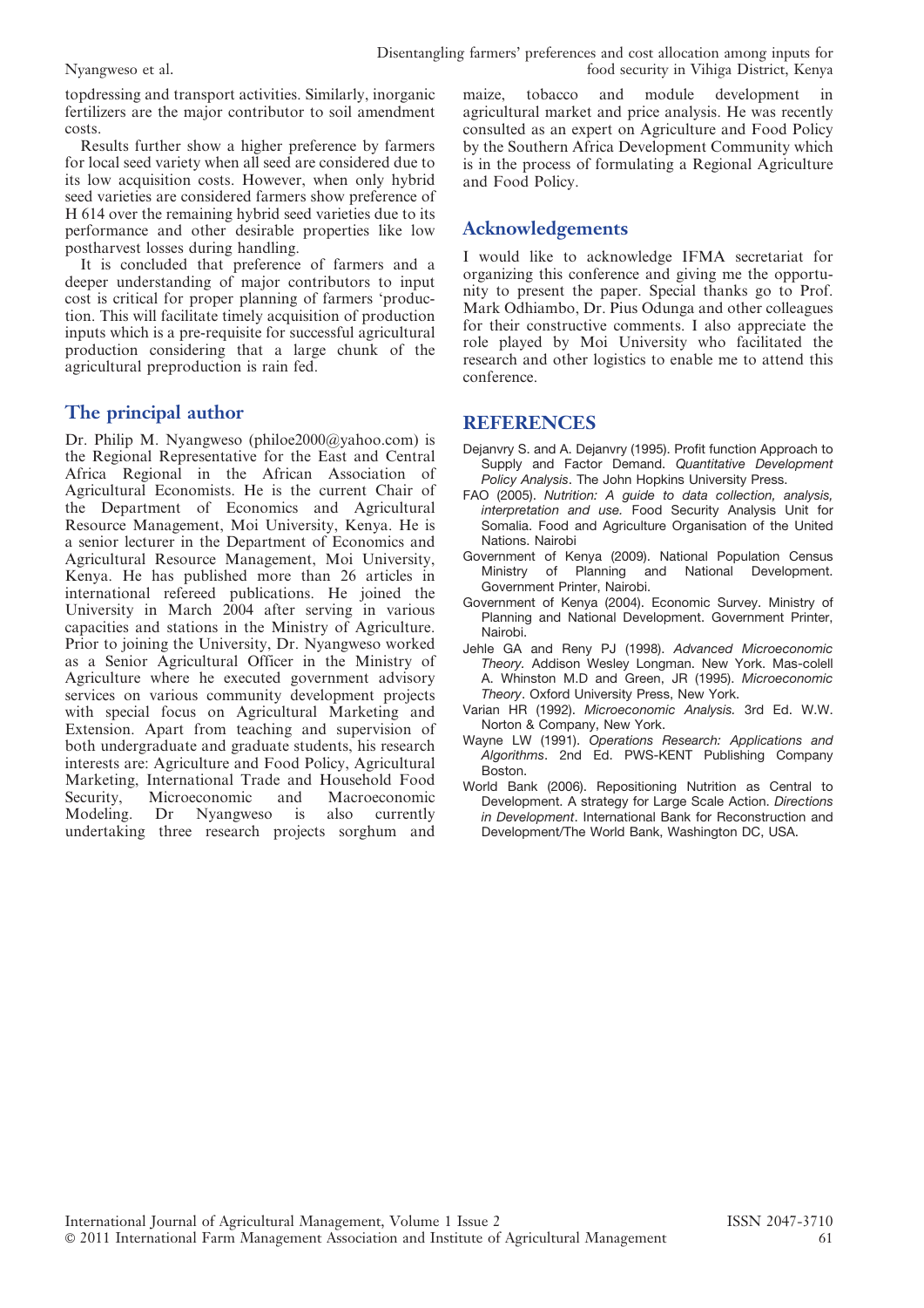topdressing and transport activities. Similarly, inorganic fertilizers are the major contributor to soil amendment costs.

Results further show a higher preference by farmers for local seed variety when all seed are considered due to its low acquisition costs. However, when only hybrid seed varieties are considered farmers show preference of H 614 over the remaining hybrid seed varieties due to its performance and other desirable properties like low postharvest losses during handling.

It is concluded that preference of farmers and a deeper understanding of major contributors to input cost is critical for proper planning of farmers 'production. This will facilitate timely acquisition of production inputs which is a pre-requisite for successful agricultural production considering that a large chunk of the agricultural preproduction is rain fed.

## The principal author

Dr. Philip M. Nyangweso (philoe2000@yahoo.com) is the Regional Representative for the East and Central Africa Regional in the African Association of Agricultural Economists. He is the current Chair of the Department of Economics and Agricultural Resource Management, Moi University, Kenya. He is a senior lecturer in the Department of Economics and Agricultural Resource Management, Moi University, Kenya. He has published more than 26 articles in international refereed publications. He joined the University in March 2004 after serving in various capacities and stations in the Ministry of Agriculture. Prior to joining the University, Dr. Nyangweso worked as a Senior Agricultural Officer in the Ministry of Agriculture where he executed government advisory services on various community development projects with special focus on Agricultural Marketing and Extension. Apart from teaching and supervision of both undergraduate and graduate students, his research interests are: Agriculture and Food Policy, Agricultural Marketing, International Trade and Household Food Security, Microeconomic and Macroeconomic Modeling. Dr Nyangweso is also currently undertaking three research projects sorghum and maize, tobacco and module development in agricultural market and price analysis. He was recently consulted as an expert on Agriculture and Food Policy by the Southern Africa Development Community which is in the process of formulating a Regional Agriculture and Food Policy.

## Acknowledgements

I would like to acknowledge IFMA secretariat for organizing this conference and giving me the opportunity to present the paper. Special thanks go to Prof. Mark Odhiambo, Dr. Pius Odunga and other colleagues for their constructive comments. I also appreciate the role played by Moi University who facilitated the research and other logistics to enable me to attend this conference.

## REFERENCES

- Dejanvry S. and A. Dejanvry (1995). Profit function Approach to Supply and Factor Demand. *Quantitative Development Policy Analysis*. The John Hopkins University Press.
- FAO (2005). *Nutrition: A guide to data collection, analysis, interpretation and use.* Food Security Analysis Unit for Somalia. Food and Agriculture Organisation of the United Nations. Nairobi
- Government of Kenya (2009). National Population Census Ministry of Planning and National Development. Government Printer, Nairobi.
- Government of Kenya (2004). Economic Survey. Ministry of Planning and National Development. Government Printer, Nairobi.
- Jehle GA and Reny PJ (1998). *Advanced Microeconomic Theory.* Addison Wesley Longman. New York. Mas-colell A. Whinston M.D and Green, JR (1995). *Microeconomic Theory*. Oxford University Press, New York.
- Varian HR (1992). *Microeconomic Analysis.* 3rd Ed. W.W. Norton & Company, New York.
- Wayne LW (1991). *Operations Research: Applications and Algorithms*. 2nd Ed. PWS-KENT Publishing Company Boston.
- World Bank (2006). Repositioning Nutrition as Central to Development. A strategy for Large Scale Action. *Directions in Development*. International Bank for Reconstruction and Development/The World Bank, Washington DC, USA.